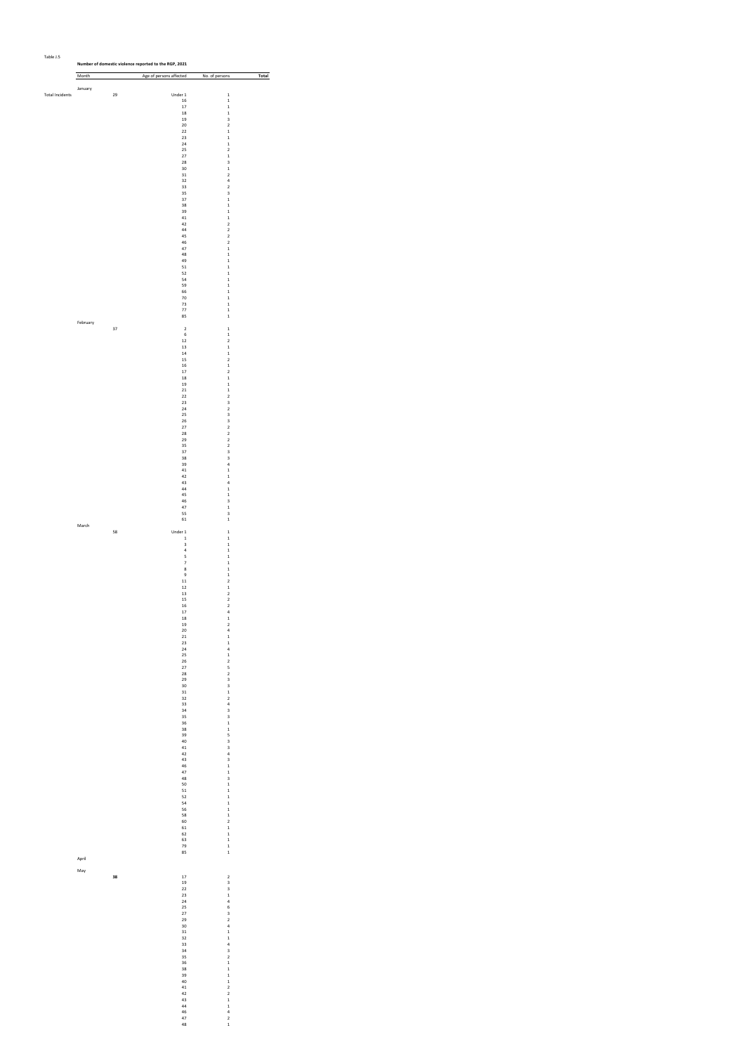Table J.5

**Number of domestic violence reported to the RGP, 2021**

| | Month | | Age of persons affected | No. of persons | Total |
|---|---|---|---|---|---|
| | January | | | | |
| Total Incidents | | 29 | Under 1 | 1 | |
| | | | 16 | 1 | |
| | | | 17 | 1 | |
| | | | 18 | 1 | |
| | | | 19 | 3 | |
| | | | 20 | 2 | |
| | | | 22 | 1 | |
| | | | 23 | 1 | |
| | | | 24 | 1 | |
| | | | 25 | 2 | |
| | | | 27 | 1 | |
| | | | 28 | 3 | |
| | | | 30 | 1 | |
| | | | 31 | 2 | |
| | | | 32 | 4 | |
| | | | 33 | 2 | |
| | | | 35 | 3 | |
| | | | 37 | 1 | |
| | | | 38 | 1 | |
| | | | 39 | 1 | |
| | | | 41 | 1 | |
| | | | 42 | 2 | |
| | | | 44 | 2 | |
| | | | 45 | 2 | |
| | | | 46 | 2 | |
| | | | 47 | 1 | |
| | | | 48 | 1 | |
| | | | 49 | 1 | |
| | | | 51 | 1 | |
| | | | 52 | 1 | |
| | | | 54 | 1 | |
| | | | 59 | 1 | |
| | | | 66 | 1 | |
| | | | 70 | 1 | |
| | | | 73 | 1 | |
| | | | 77 | 1 | |
| | | | 85 | 1 | |
| | February | | | | |
| | | 37 | 2 | 1 | |
| | | | 6 | 1 | |
| | | | 12 | 2 | |
| | | | 13 | 1 | |
| | | | 14 | 1 | |
| | | | 15 | 2 | |
| | | | 16 | 1 | |
| | | | 17 | 2 | |
| | | | 18 | 1 | |
| | | | 19 | 1 | |
| | | | 21 | 1 | |
| | | | 22 | 2 | |
| | | | 23 | 3 | |
| | | | 24 | 2 | |
| | | | 25 | 3 | |
| | | | 26 | 3 | |
| | | | 27 | 2 | |
| | | | 28 | 2 | |
| | | | 29 | 2 | |
| | | | 35 | 2 | |
| | | | 37 | 3 | |
| | | | 38 | 3 | |
| | | | 39 | 4 | |
| | | | 41 | 1 | |
| | | | 42 | 1 | |
| | | | 43 | 4 | |
| | | | 44 | 1 | |
| | | | 45 | 1 | |
| | | | 46 | 3 | |
| | | | 47 | 1 | |
| | | | 55 | 3 | |
| | | | 61 | 1 | |
| | March | | | | |
| | | 58 | Under 1 | 1 | |
| | | | 1 | 1 | |
| | | | 3 | 1 | |
| | | | 4 | 1 | |
| | | | 5 | 1 | |
| | | | 7 | 1 | |
| | | | 8 | 1 | |
| | | | 9 | 1 | |
| | | | 11 | 2 | |
| | | | 12 | 1 | |
| | | | 13 | 2 | |
| | | | 15 | 2 | |
| | | | 16 | 2 | |
| | | | 17 | 4 | |
| | | | 18 | 1 | |
| | | | 19 | 2 | |
| | | | 20 | 4 | |
| | | | 21 | 1 | |
| | | | 23 | 1 | |
| | | | 24 | 4 | |
| | | | 25 | 1 | |
| | | | 26 | 2 | |
| | | | 27 | 5 | |
| | | | 28 | 2 | |
| | | | 29 | 3 | |
| | | | 30 | 3 | |
| | | | 31 | 1 | |
| | | | 32 | 2 | |
| | | | 33 | 4 | |
| | | | 34 | 3 | |
| | | | 35 | 3 | |
| | | | 36 | 1 | |
| | | | 38 | 1 | |
| | | | 39 | 5 | |
| | | | 40 | 3 | |
| | | | 41 | 3 | |
| | | | 42 | 4 | |
| | | | 43 | 3 | |
| | | | 46 | 1 | |
| | | | 47 | 1 | |
| | | | 48 | 3 | |
| | | | 50 | 1 | |
| | | | 51 | 1 | |
| | | | 52 | 1 | |
| | | | 54 | 1 | |
| | | | 56 | 1 | |
| | | | 58 | 1 | |
| | | | 60 | 2 | |
| | | | 61 | 1 | |
| | | | 62 | 1 | |
| | | | 63 | 1 | |
| | | | 79 | 1 | |
| | | | 85 | 1 | |
| | April | | | | |
| | May | | | | |
| | | **38** | 17 | 2 | |
| | | | 19 | 3 | |
| | | | 22 | 3 | |
| | | | 23 | 1 | |
| | | | 24 | 4 | |
| | | | 25 | 6 | |
| | | | 27 | 3 | |
| | | | 29 | 2 | |
| | | | 30 | 4 | |
| | | | 31 | 1 | |
| | | | 32 | 1 | |
| | | | 33 | 4 | |
| | | | 34 | 3 | |
| | | | 35 | 2 | |
| | | | 36 | 1 | |
| | | | 38 | 1 | |
| | | | 39 | 1 | |
| | | | 40 | 1 | |
| | | | 41 | 2 | |
| | | | 42 | 2 | |
| | | | 43 | 1 | |
| | | | 44 | 1 | |
| | | | 46 | 4 | |
| | | | 47 | 2 | |
| | | | 48 | 1 | |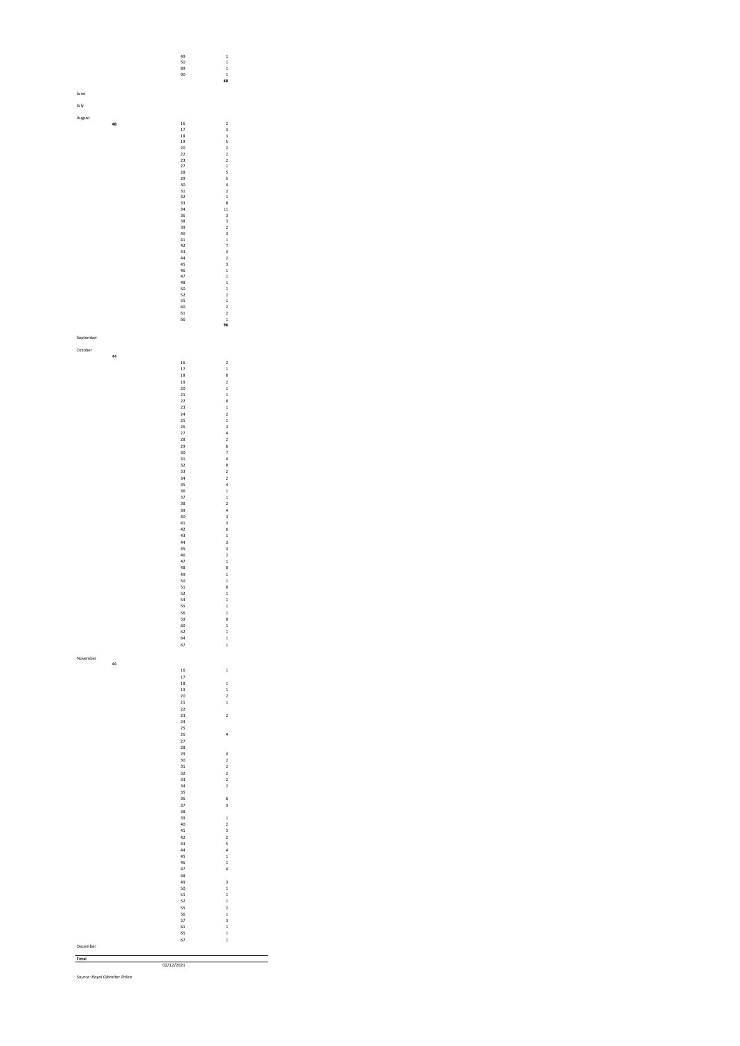| | | | |
|---|---|---|---|
| | | 49 | 1 |
| | | 50 | 1 |
| | | 89 | 1 |
| | | 90 | 1 |
| | | | **60** |
| June | | | |
| July | | | |
| August | | | |
| | **48** | 16 | 2 |
| | | 17 | 3 |
| | | 18 | 3 |
| | | 19 | 5 |
| | | 20 | 2 |
| | | 22 | 2 |
| | | 23 | 2 |
| | | 27 | 1 |
| | | 28 | 5 |
| | | 29 | 5 |
| | | 30 | 4 |
| | | 31 | 2 |
| | | 32 | 1 |
| | | 33 | 8 |
| | | 34 | 11 |
| | | 36 | 3 |
| | | 38 | 3 |
| | | 39 | 2 |
| | | 40 | 3 |
| | | 41 | 1 |
| | | 42 | 7 |
| | | 43 | 4 |
| | | 44 | 2 |
| | | 45 | 3 |
| | | 46 | 1 |
| | | 47 | 1 |
| | | 48 | 1 |
| | | 50 | 1 |
| | | 52 | 2 |
| | | 55 | 1 |
| | | 60 | 2 |
| | | 61 | 2 |
| | | 66 | 1 |
| | | | **96** |
| September | | | |
| October | | | |
| | 44 | | |
| | | 16 | 2 |
| | | 17 | 1 |
| | | 18 | 0 |
| | | 19 | 2 |
| | | 20 | 1 |
| | | 21 | 1 |
| | | 22 | 0 |
| | | 23 | 1 |
| | | 24 | 2 |
| | | 25 | 1 |
| | | 26 | 3 |
| | | 27 | 4 |
| | | 28 | 2 |
| | | 29 | 6 |
| | | 30 | 7 |
| | | 31 | 4 |
| | | 32 | 0 |
| | | 33 | 2 |
| | | 34 | 2 |
| | | 35 | 4 |
| | | 36 | 1 |
| | | 37 | 1 |
| | | 38 | 2 |
| | | 39 | 4 |
| | | 40 | 3 |
| | | 41 | 3 |
| | | 42 | 6 |
| | | 43 | 1 |
| | | 44 | 3 |
| | | 45 | 3 |
| | | 46 | 2 |
| | | 47 | 1 |
| | | 48 | 0 |
| | | 49 | 1 |
| | | 50 | 1 |
| | | 51 | 0 |
| | | 52 | 1 |
| | | 54 | 1 |
| | | 55 | 1 |
| | | 56 | 1 |
| | | 59 | 0 |
| | | 60 | 1 |
| | | 62 | 1 |
| | | 64 | 1 |
| | | 67 | 1 |
| November | | | |
| | 44 | | |
| | | 16 | 1 |
| | | 17 | |
| | | 18 | 1 |
| | | 19 | 1 |
| | | 20 | 2 |
| | | 21 | 1 |
| | | 22 | |
| | | 23 | 2 |
| | | 24 | |
| | | 25 | |
| | | 26 | 4 |
| | | 27 | |
| | | 28 | |
| | | 29 | 4 |
| | | 30 | 2 |
| | | 31 | 2 |
| | | 32 | 2 |
| | | 33 | 2 |
| | | 34 | 2 |
| | | 35 | |
| | | 36 | 6 |
| | | 37 | 3 |
| | | 38 | |
| | | 39 | 1 |
| | | 40 | 2 |
| | | 41 | 3 |
| | | 42 | 2 |
| | | 43 | 5 |
| | | 44 | 4 |
| | | 45 | 1 |
| | | 46 | 1 |
| | | 47 | 4 |
| | | 48 | |
| | | 49 | 3 |
| | | 50 | 1 |
| | | 51 | 1 |
| | | 52 | 1 |
| | | 55 | 2 |
| | | 56 | 1 |
| | | 57 | 3 |
| | | 61 | 1 |
| | | 65 | 1 |
| | | 67 | 1 |
| December | | | |
| **Total** | | | |

02/12/2021

*Source: Royal Gibraltar Police*